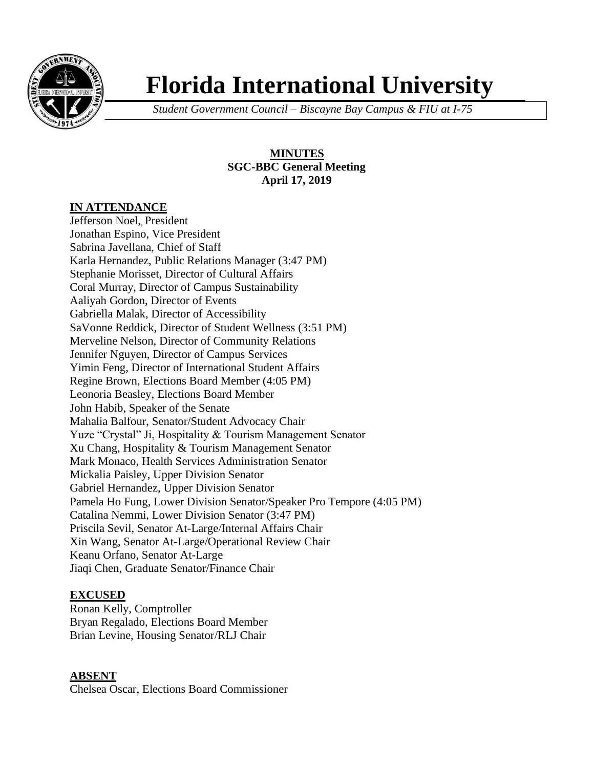# Florida International University

*Student Government Council – Biscayne Bay Campus & FIU at I-75*

**MINUTES**
**SGC-BBC General Meeting**
**April 17, 2019**

## IN ATTENDANCE

Jefferson Noel,, President
Jonathan Espino, Vice President
Sabrina Javellana, Chief of Staff
Karla Hernandez, Public Relations Manager (3:47 PM)
Stephanie Morisset, Director of Cultural Affairs
Coral Murray, Director of Campus Sustainability
Aaliyah Gordon, Director of Events
Gabriella Malak, Director of Accessibility
SaVonne Reddick, Director of Student Wellness (3:51 PM)
Merveline Nelson, Director of Community Relations
Jennifer Nguyen, Director of Campus Services
Yimin Feng, Director of International Student Affairs
Regine Brown, Elections Board Member (4:05 PM)
Leonoria Beasley, Elections Board Member
John Habib, Speaker of the Senate
Mahalia Balfour, Senator/Student Advocacy Chair
Yuze "Crystal" Ji, Hospitality & Tourism Management Senator
Xu Chang, Hospitality & Tourism Management Senator
Mark Monaco, Health Services Administration Senator
Mickalia Paisley, Upper Division Senator
Gabriel Hernandez, Upper Division Senator
Pamela Ho Fung, Lower Division Senator/Speaker Pro Tempore (4:05 PM)
Catalina Nemmi, Lower Division Senator (3:47 PM)
Priscila Sevil, Senator At-Large/Internal Affairs Chair
Xin Wang, Senator At-Large/Operational Review Chair
Keanu Orfano, Senator At-Large
Jiaqi Chen, Graduate Senator/Finance Chair

## EXCUSED

Ronan Kelly, Comptroller
Bryan Regalado, Elections Board Member
Brian Levine, Housing Senator/RLJ Chair

## ABSENT

Chelsea Oscar, Elections Board Commissioner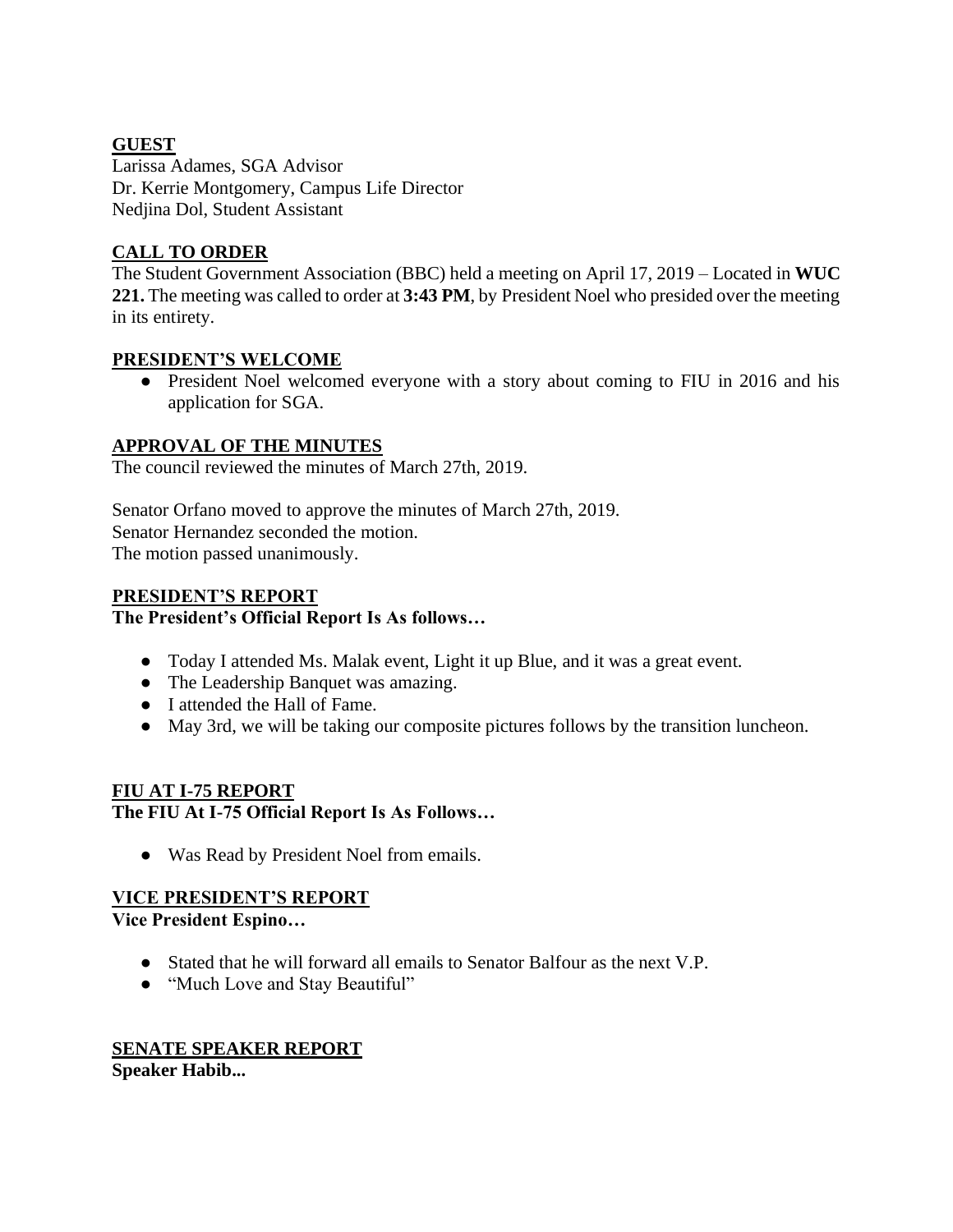## GUEST

Larissa Adames, SGA Advisor
Dr. Kerrie Montgomery, Campus Life Director
Nedjina Dol, Student Assistant

## CALL TO ORDER

The Student Government Association (BBC) held a meeting on April 17, 2019 – Located in **WUC 221.** The meeting was called to order at **3:43 PM**, by President Noel who presided over the meeting in its entirety.

## PRESIDENT'S WELCOME

- President Noel welcomed everyone with a story about coming to FIU in 2016 and his application for SGA.

## APPROVAL OF THE MINUTES

The council reviewed the minutes of March 27th, 2019.

Senator Orfano moved to approve the minutes of March 27th, 2019.
Senator Hernandez seconded the motion.
The motion passed unanimously.

## PRESIDENT'S REPORT

**The President's Official Report Is As follows…**

- Today I attended Ms. Malak event, Light it up Blue, and it was a great event.
- The Leadership Banquet was amazing.
- I attended the Hall of Fame.
- May 3rd, we will be taking our composite pictures follows by the transition luncheon.

## FIU AT I-75 REPORT

**The FIU At I-75 Official Report Is As Follows…**

- Was Read by President Noel from emails.

## VICE PRESIDENT'S REPORT

**Vice President Espino…**

- Stated that he will forward all emails to Senator Balfour as the next V.P.
- "Much Love and Stay Beautiful"

## SENATE SPEAKER REPORT

**Speaker Habib...**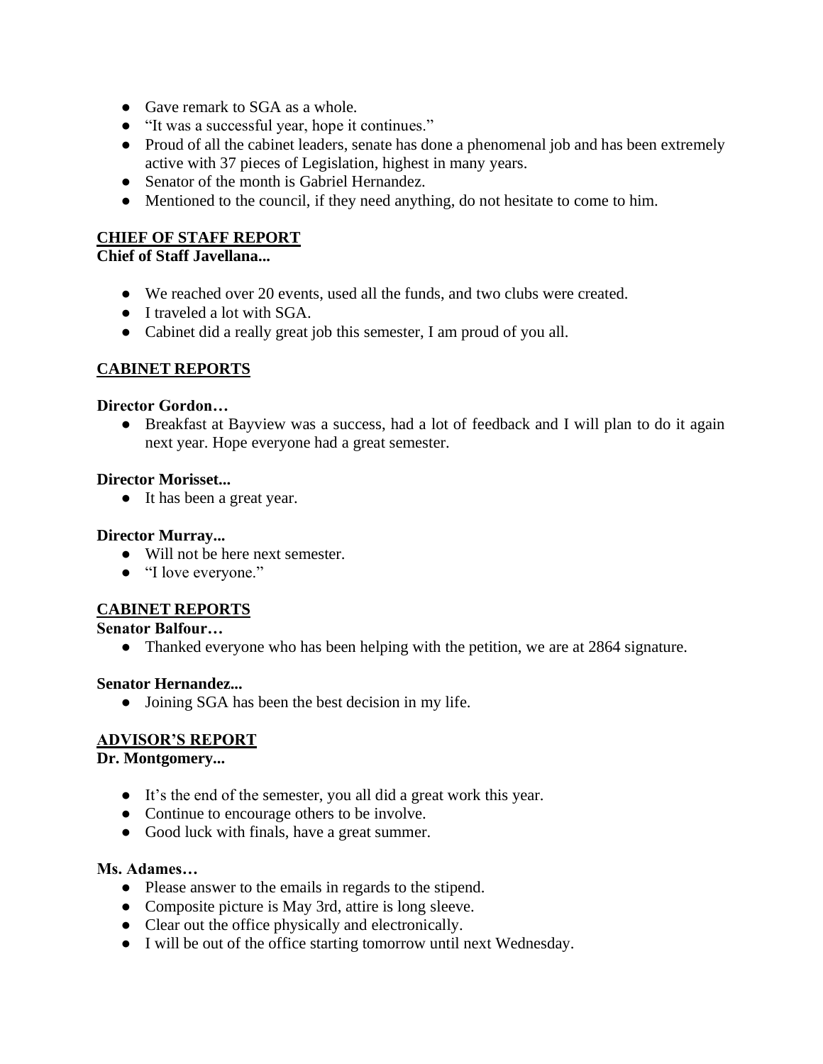- Gave remark to SGA as a whole.
- "It was a successful year, hope it continues."
- Proud of all the cabinet leaders, senate has done a phenomenal job and has been extremely active with 37 pieces of Legislation, highest in many years.
- Senator of the month is Gabriel Hernandez.
- Mentioned to the council, if they need anything, do not hesitate to come to him.

## CHIEF OF STAFF REPORT

**Chief of Staff Javellana...**

- We reached over 20 events, used all the funds, and two clubs were created.
- I traveled a lot with SGA.
- Cabinet did a really great job this semester, I am proud of you all.

## CABINET REPORTS

**Director Gordon…**

- Breakfast at Bayview was a success, had a lot of feedback and I will plan to do it again next year. Hope everyone had a great semester.

**Director Morisset...**

- It has been a great year.

**Director Murray...**

- Will not be here next semester.
- "I love everyone."

## CABINET REPORTS

**Senator Balfour…**

- Thanked everyone who has been helping with the petition, we are at 2864 signature.

**Senator Hernandez...**

- Joining SGA has been the best decision in my life.

## ADVISOR'S REPORT

**Dr. Montgomery...**

- It's the end of the semester, you all did a great work this year.
- Continue to encourage others to be involve.
- Good luck with finals, have a great summer.

**Ms. Adames…**

- Please answer to the emails in regards to the stipend.
- Composite picture is May 3rd, attire is long sleeve.
- Clear out the office physically and electronically.
- I will be out of the office starting tomorrow until next Wednesday.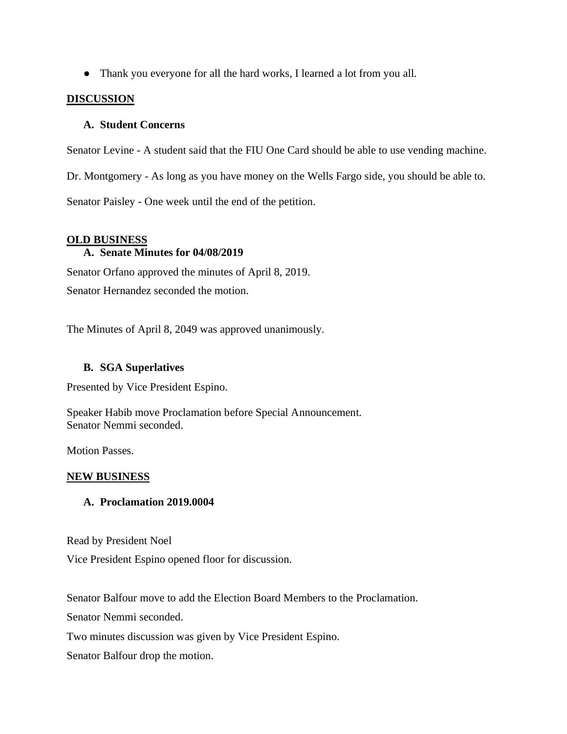- Thank you everyone for all the hard works, I learned a lot from you all.

## DISCUSSION

### A. Student Concerns

Senator Levine - A student said that the FIU One Card should be able to use vending machine.

Dr. Montgomery - As long as you have money on the Wells Fargo side, you should be able to.

Senator Paisley - One week until the end of the petition.

## OLD BUSINESS

### A. Senate Minutes for 04/08/2019

Senator Orfano approved the minutes of April 8, 2019.

Senator Hernandez seconded the motion.

The Minutes of April 8, 2049 was approved unanimously.

### B. SGA Superlatives

Presented by Vice President Espino.

Speaker Habib move Proclamation before Special Announcement.
Senator Nemmi seconded.

Motion Passes.

## NEW BUSINESS

### A. Proclamation 2019.0004

Read by President Noel

Vice President Espino opened floor for discussion.

Senator Balfour move to add the Election Board Members to the Proclamation.

Senator Nemmi seconded.

Two minutes discussion was given by Vice President Espino.

Senator Balfour drop the motion.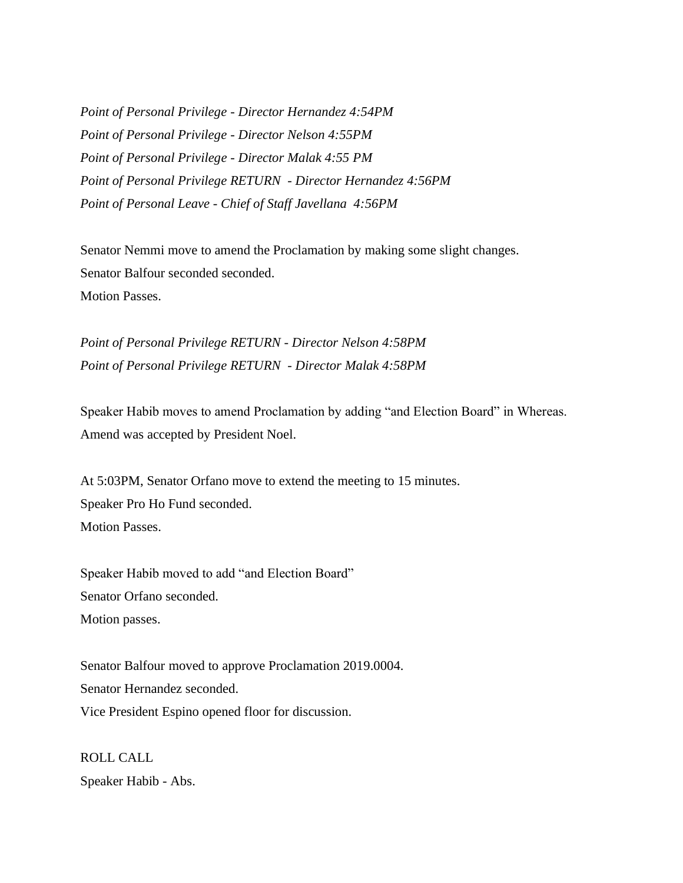*Point of Personal Privilege - Director Hernandez 4:54PM*
*Point of Personal Privilege - Director Nelson 4:55PM*
*Point of Personal Privilege - Director Malak 4:55 PM*
*Point of Personal Privilege RETURN - Director Hernandez 4:56PM*
*Point of Personal Leave - Chief of Staff Javellana 4:56PM*

Senator Nemmi move to amend the Proclamation by making some slight changes.
Senator Balfour seconded seconded.
Motion Passes.

*Point of Personal Privilege RETURN - Director Nelson 4:58PM*
*Point of Personal Privilege RETURN - Director Malak 4:58PM*

Speaker Habib moves to amend Proclamation by adding "and Election Board" in Whereas.
Amend was accepted by President Noel.

At 5:03PM, Senator Orfano move to extend the meeting to 15 minutes.
Speaker Pro Ho Fund seconded.
Motion Passes.

Speaker Habib moved to add "and Election Board"
Senator Orfano seconded.
Motion passes.

Senator Balfour moved to approve Proclamation 2019.0004.
Senator Hernandez seconded.
Vice President Espino opened floor for discussion.

ROLL CALL
Speaker Habib - Abs.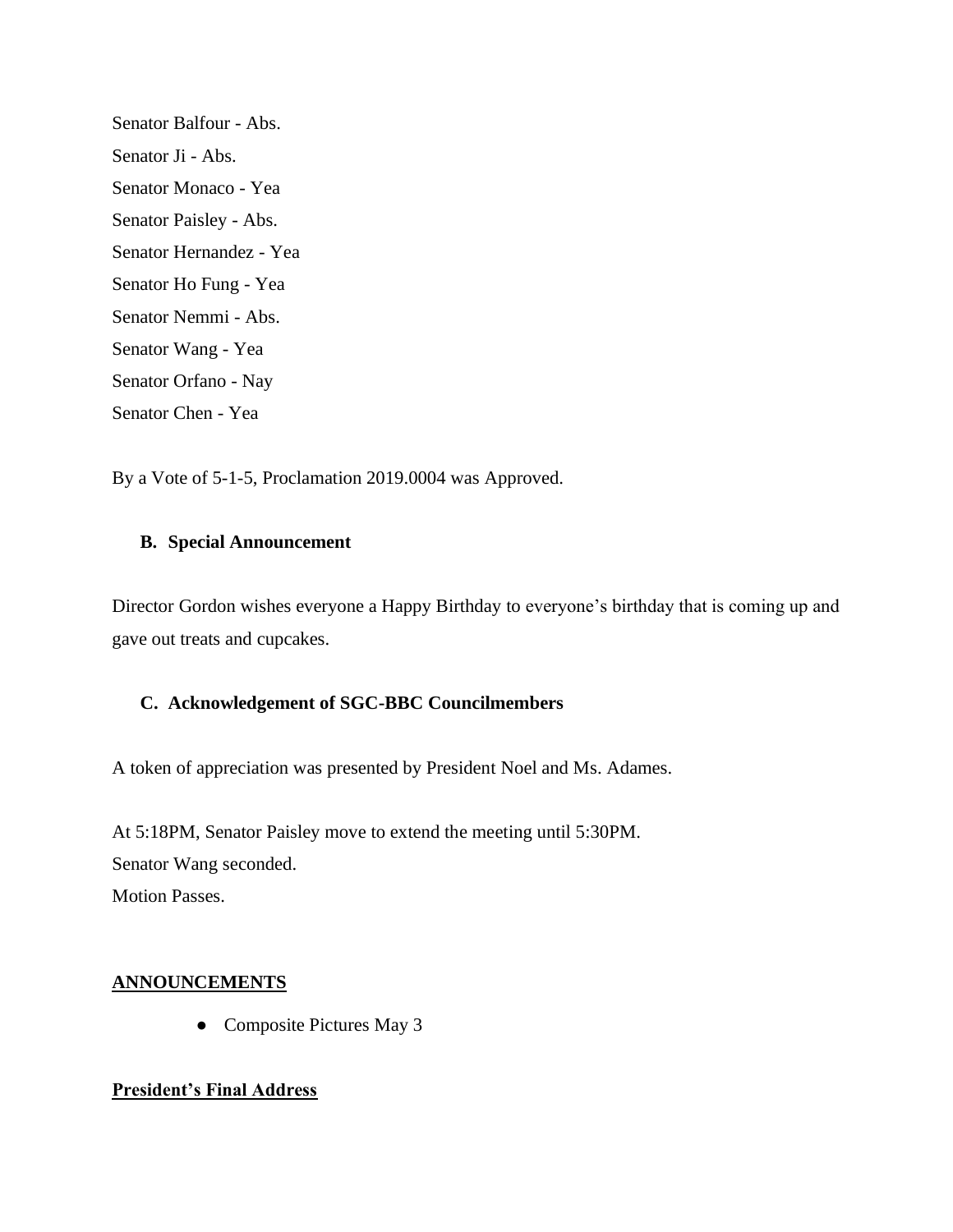Senator Balfour - Abs.

Senator Ji - Abs.

Senator Monaco - Yea

Senator Paisley - Abs.

Senator Hernandez - Yea

Senator Ho Fung - Yea

Senator Nemmi - Abs.

Senator Wang - Yea

Senator Orfano - Nay

Senator Chen - Yea

By a Vote of 5-1-5, Proclamation 2019.0004 was Approved.

**B. Special Announcement**

Director Gordon wishes everyone a Happy Birthday to everyone's birthday that is coming up and gave out treats and cupcakes.

**C. Acknowledgement of SGC-BBC Councilmembers**

A token of appreciation was presented by President Noel and Ms. Adames.

At 5:18PM, Senator Paisley move to extend the meeting until 5:30PM.
Senator Wang seconded.
Motion Passes.

## ANNOUNCEMENTS

- Composite Pictures May 3

## President's Final Address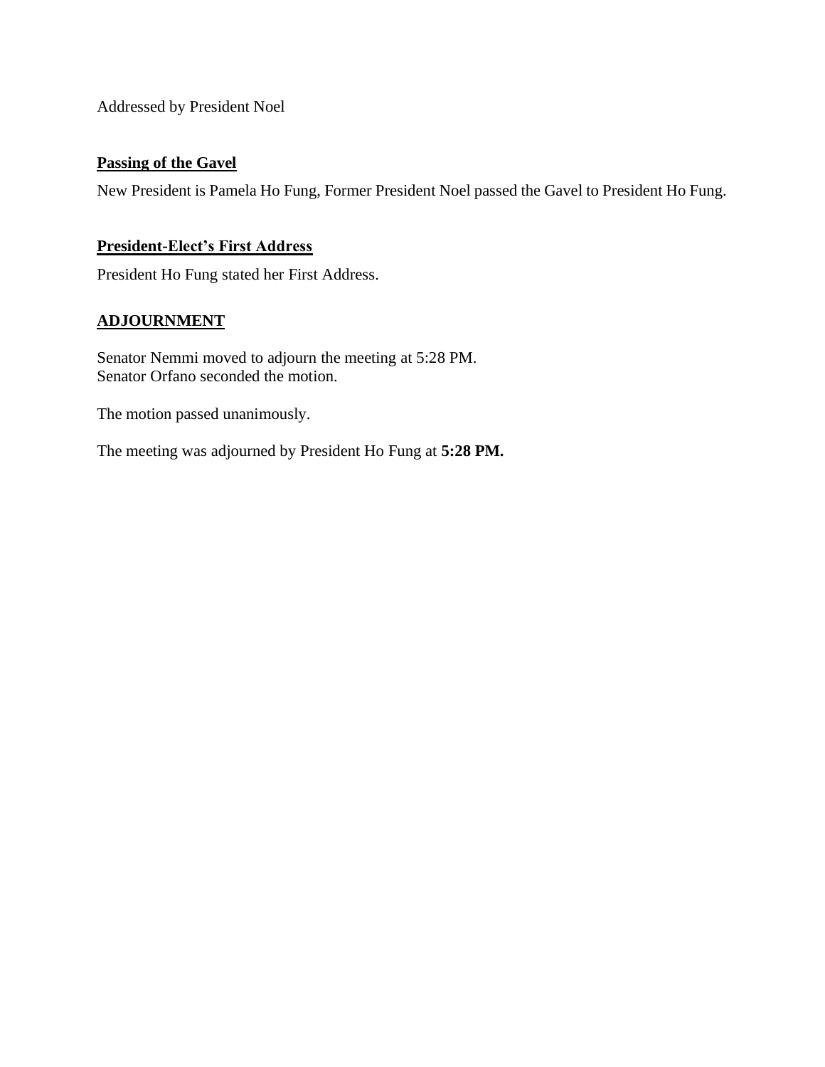Addressed by President Noel

**Passing of the Gavel**

New President is Pamela Ho Fung, Former President Noel passed the Gavel to President Ho Fung.

**President-Elect's First Address**

President Ho Fung stated her First Address.

## ADJOURNMENT

Senator Nemmi moved to adjourn the meeting at 5:28 PM.
Senator Orfano seconded the motion.

The motion passed unanimously.

The meeting was adjourned by President Ho Fung at **5:28 PM.**